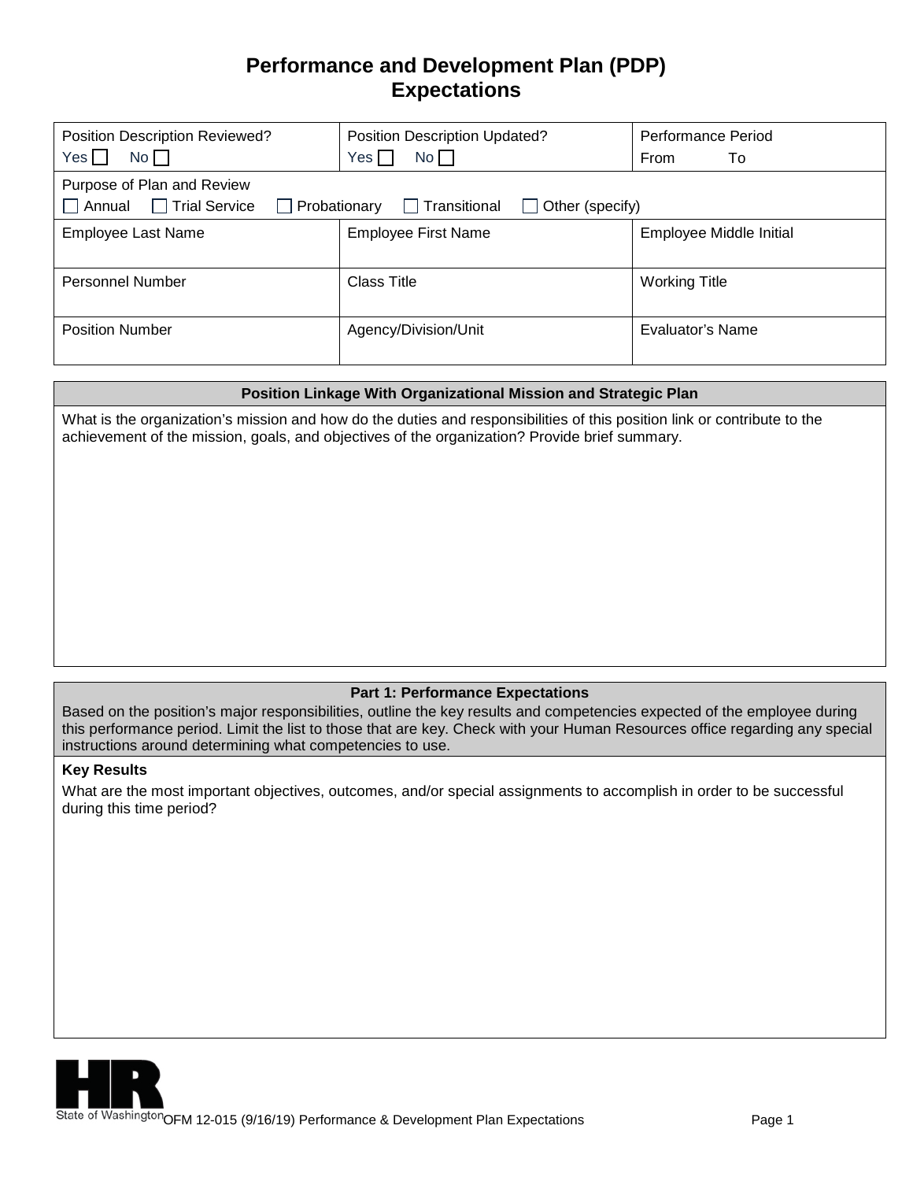# Performance and Development Plan (PDP) Expectations

| Position Description Reviewed? Yes ☐ No ☐ | Position Description Updated? Yes ☐ No ☐ | Performance Period From To |
|---|---|---|
| Purpose of Plan and Review ☐ Annual ☐ Trial Service ☐ Probationary ☐ Transitional ☐ Other (specify) | | |
| Employee Last Name | Employee First Name | Employee Middle Initial |
| Personnel Number | Class Title | Working Title |
| Position Number | Agency/Division/Unit | Evaluator's Name |

| Position Linkage With Organizational Mission and Strategic Plan |
|---|
| What is the organization's mission and how do the duties and responsibilities of this position link or contribute to the achievement of the mission, goals, and objectives of the organization? Provide brief summary. |

## Part 1: Performance Expectations

Based on the position's major responsibilities, outline the key results and competencies expected of the employee during this performance period. Limit the list to those that are key. Check with your Human Resources office regarding any special instructions around determining what competencies to use.

**Key Results**

What are the most important objectives, outcomes, and/or special assignments to accomplish in order to be successful during this time period?

State of Washington OFM 12-015 (9/16/19) Performance & Development Plan Expectations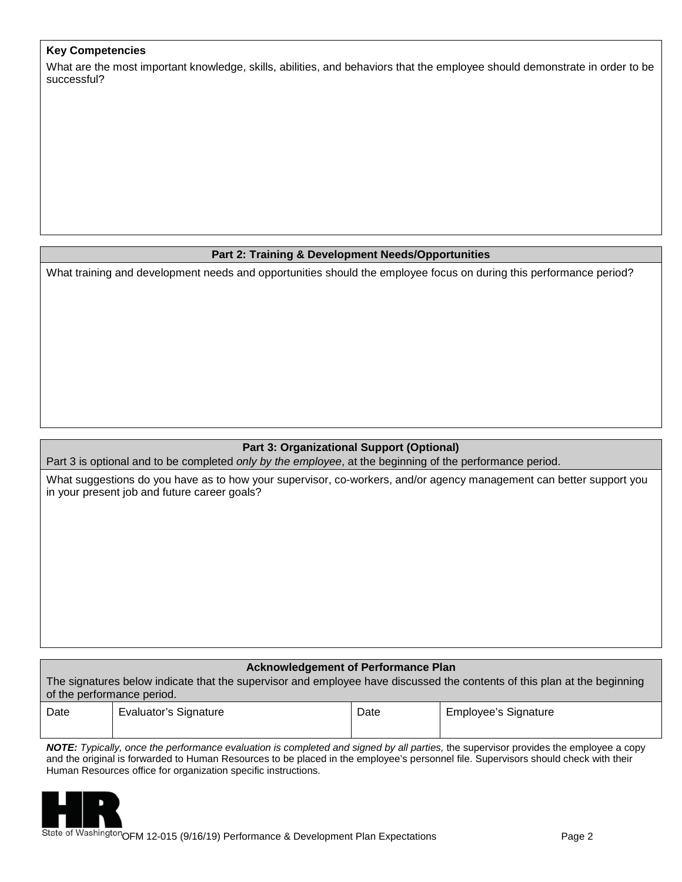**Key Competencies**

What are the most important knowledge, skills, abilities, and behaviors that the employee should demonstrate in order to be successful?

## Part 2: Training & Development Needs/Opportunities

What training and development needs and opportunities should the employee focus on during this performance period?

## Part 3: Organizational Support (Optional)

Part 3 is optional and to be completed *only by the employee*, at the beginning of the performance period.

What suggestions do you have as to how your supervisor, co-workers, and/or agency management can better support you in your present job and future career goals?

## Acknowledgement of Performance Plan

The signatures below indicate that the supervisor and employee have discussed the contents of this plan at the beginning of the performance period.

| Date | Evaluator's Signature | Date | Employee's Signature |
|---|---|---|---|
| | | | |

***NOTE:*** *Typically, once the performance evaluation is completed and signed by all parties,* the supervisor provides the employee a copy and the original is forwarded to Human Resources to be placed in the employee's personnel file. Supervisors should check with their Human Resources office for organization specific instructions.

HR State of Washington OFM 12-015 (9/16/19) Performance & Development Plan Expectations